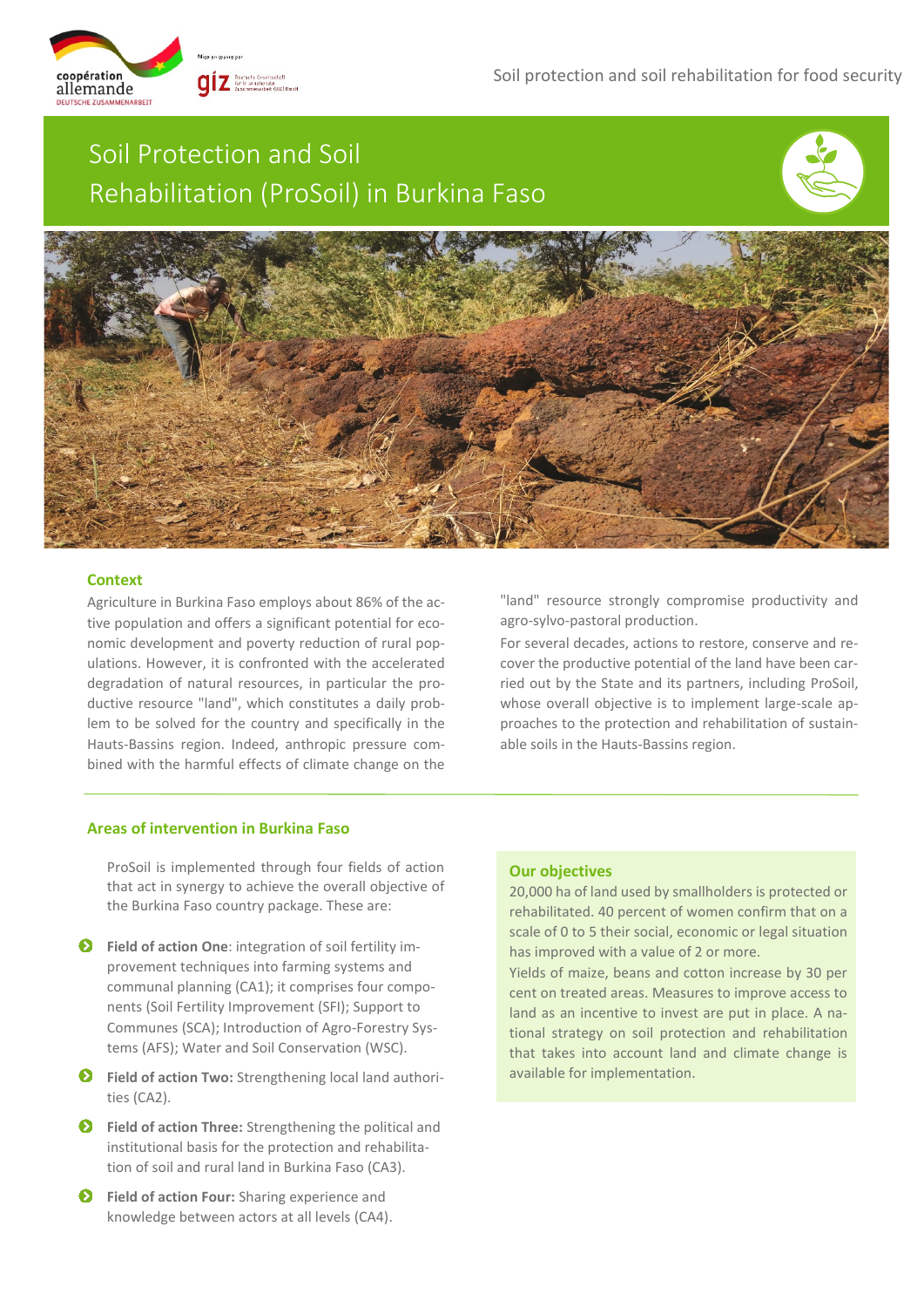# Soil Protection and Soil Rehabilitation (ProSoil) in Burkina Faso

## Context

Agriculture in Burkina Faso employs about 86% of the active population and offers a significant potential for economic development and poverty reduction of rural populations. However, it is confronted with the accelerated degradation of natural resources, in particular the productive resource "land", which constitutes a daily problem to be solved for the country and specifically in the Hauts-Bassins region. Indeed, anthropic pressure combined with the harmful effects of climate change on the "land" resource strongly compromise productivity and agro-sylvo-pastoral production.

For several decades, actions to restore, conserve and recover the productive potential of the land have been carried out by the State and its partners, including ProSoil, whose overall objective is to implement large-scale approaches to the protection and rehabilitation of sustainable soils in the Hauts-Bassins region.

## Areas of intervention in Burkina Faso

ProSoil is implemented through four fields of action that act in synergy to achieve the overall objective of the Burkina Faso country package. These are:

- **Field of action One**: integration of soil fertility improvement techniques into farming systems and communal planning (CA1); it comprises four components (Soil Fertility Improvement (SFI); Support to Communes (SCA); Introduction of Agro-Forestry Systems (AFS); Water and Soil Conservation (WSC).
- **Field of action Two:** Strengthening local land authorities (CA2).
- **Field of action Three:** Strengthening the political and institutional basis for the protection and rehabilitation of soil and rural land in Burkina Faso (CA3).
- **Field of action Four:** Sharing experience and knowledge between actors at all levels (CA4).

## Our objectives

20,000 ha of land used by smallholders is protected or rehabilitated. 40 percent of women confirm that on a scale of 0 to 5 their social, economic or legal situation has improved with a value of 2 or more.

Yields of maize, beans and cotton increase by 30 per cent on treated areas. Measures to improve access to land as an incentive to invest are put in place. A national strategy on soil protection and rehabilitation that takes into account land and climate change is available for implementation.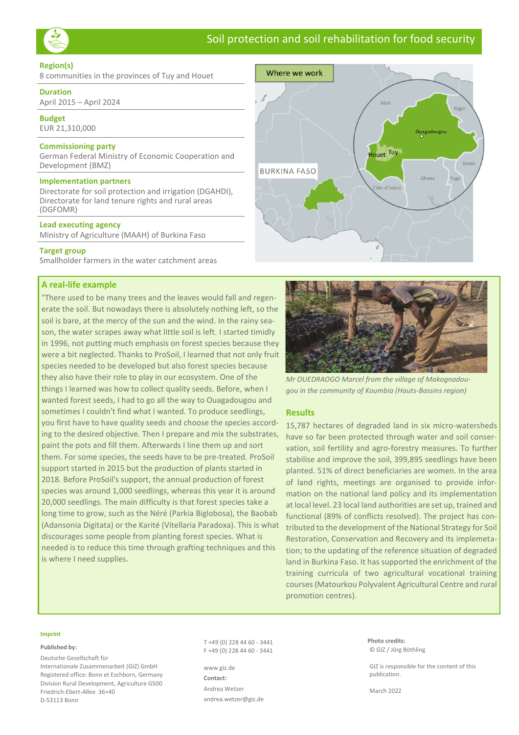# Soil protection and soil rehabilitation for food security

**Region(s)**
8 communities in the provinces of Tuy and Houet

**Duration**
April 2015 – April 2024

**Budget**
EUR 21,310,000

**Commissioning party**
German Federal Ministry of Economic Cooperation and Development (BMZ)

**Implementation partners**
Directorate for soil protection and irrigation (DGAHDI), Directorate for land tenure rights and rural areas (DGFOMR)

**Lead executing agency**
Ministry of Agriculture (MAAH) of Burkina Faso

**Target group**
Smallholder farmers in the water catchment areas

Where we work

BURKINA FASO

Mali
Niger
Ouagadougou
Houet
Tuy
Benin
Ghana
Togo
Côte d'Ivoire

## A real-life example

"There used to be many trees and the leaves would fall and regenerate the soil. But nowadays there is absolutely nothing left, so the soil is bare, at the mercy of the sun and the wind. In the rainy season, the water scrapes away what little soil is left. I started timidly in 1996, not putting much emphasis on forest species because they were a bit neglected. Thanks to ProSoil, I learned that not only fruit species needed to be developed but also forest species because they also have their role to play in our ecosystem. One of the things I learned was how to collect quality seeds. Before, when I wanted forest seeds, I had to go all the way to Ouagadougou and sometimes I couldn't find what I wanted. To produce seedlings, you first have to have quality seeds and choose the species according to the desired objective. Then I prepare and mix the substrates, paint the pots and fill them. Afterwards I line them up and sort them. For some species, the seeds have to be pre-treated. ProSoil support started in 2015 but the production of plants started in 2018. Before ProSoil's support, the annual production of forest species was around 1,000 seedlings, whereas this year it is around 20,000 seedlings. The main difficulty is that forest species take a long time to grow, such as the Néré (Parkia Biglobosa), the Baobab (Adansonia Digitata) or the Karité (Vitellaria Paradoxa). This is what discourages some people from planting forest species. What is needed is to reduce this time through grafting techniques and this is where I need supplies.

*Mr OUEDRAOGO Marcel from the village of Makognadougou in the community of Koumbia (Hauts-Bassins region)*

## Results

15,787 hectares of degraded land in six micro-watersheds have so far been protected through water and soil conservation, soil fertility and agro-forestry measures. To further stabilise and improve the soil, 399,895 seedlings have been planted. 51% of direct beneficiaries are women. In the area of land rights, meetings are organised to provide information on the national land policy and its implementation at local level. 23 local land authorities are set up, trained and functional (89% of conflicts resolved). The project has contributed to the development of the National Strategy for Soil Restoration, Conservation and Recovery and its implemetation; to the updating of the reference situation of degraded land in Burkina Faso. It has supported the enrichment of the training curricula of two agricultural vocational training courses (Matourkou Polyvalent Agricultural Centre and rural promotion centres).

**Imprint**

**Published by:**
Deutsche Gesellschaft für Internationale Zusammenarbeit (GIZ) GmbH
Registered office: Bonn et Eschborn, Germany
Division Rural Development, Agriculture G500
Friedrich-Ebert-Allee 36+40
D-53113 Bonn

T +49 (0) 228 44 60 - 3441
F +49 (0) 228 44 60 - 3441

www.giz.de

**Contact:**
Andrea Wetzer
andrea.wetzer@giz.de

**Photo credits:**
© GIZ / Jörg Böthling

GIZ is responsible for the content of this publication.

March 2022